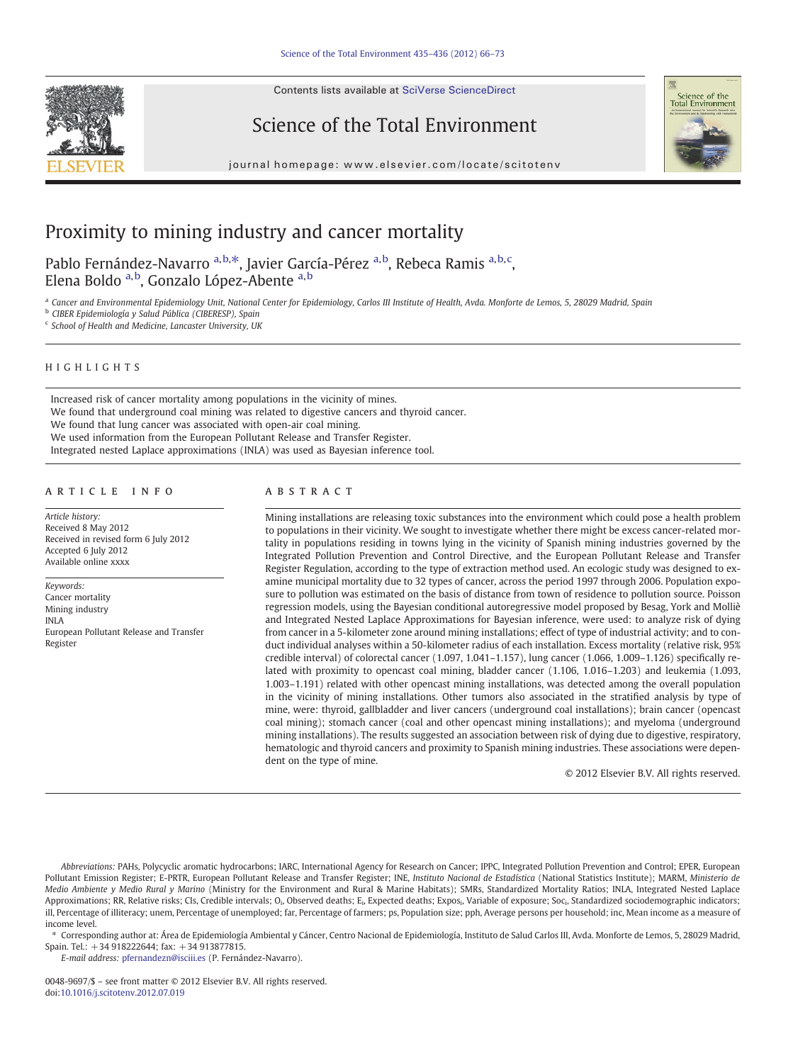Contents lists available at SciVerse ScienceDirect

# Science of the Total Environment

journal homepage: www.elsevier.com/locate/scitotenv

# Proximity to mining industry and cancer mortality

Pablo Fernández-Navarro [a,b,*], Javier García-Pérez [a,b], Rebeca Ramis [a,b,c], Elena Boldo [a,b], Gonzalo López-Abente [a,b]

[a] Cancer and Environmental Epidemiology Unit, National Center for Epidemiology, Carlos III Institute of Health, Avda. Monforte de Lemos, 5, 28029 Madrid, Spain
[b] CIBER Epidemiología y Salud Pública (CIBERESP), Spain
[c] School of Health and Medicine, Lancaster University, UK

## HIGHLIGHTS

- Increased risk of cancer mortality among populations in the vicinity of mines.
- We found that underground coal mining was related to digestive cancers and thyroid cancer.
- We found that lung cancer was associated with open-air coal mining.
- We used information from the European Pollutant Release and Transfer Register.
- Integrated nested Laplace approximations (INLA) was used as Bayesian inference tool.

## ARTICLE INFO

*Article history:*
Received 8 May 2012
Received in revised form 6 July 2012
Accepted 6 July 2012
Available online xxxx

*Keywords:*
Cancer mortality
Mining industry
INLA
European Pollutant Release and Transfer Register

## ABSTRACT

Mining installations are releasing toxic substances into the environment which could pose a health problem to populations in their vicinity. We sought to investigate whether there might be excess cancer-related mortality in populations residing in towns lying in the vicinity of Spanish mining industries governed by the Integrated Pollution Prevention and Control Directive, and the European Pollutant Release and Transfer Register Regulation, according to the type of extraction method used. An ecologic study was designed to examine municipal mortality due to 32 types of cancer, across the period 1997 through 2006. Population exposure to pollution was estimated on the basis of distance from town of residence to pollution source. Poisson regression models, using the Bayesian conditional autoregressive model proposed by Besag, York and Mollié and Integrated Nested Laplace Approximations for Bayesian inference, were used: to analyze risk of dying from cancer in a 5-kilometer zone around mining installations; effect of type of industrial activity; and to conduct individual analyses within a 50-kilometer radius of each installation. Excess mortality (relative risk, 95% credible interval) of colorectal cancer (1.097, 1.041–1.157), lung cancer (1.066, 1.009–1.126) specifically related with proximity to opencast coal mining, bladder cancer (1.106, 1.016–1.203) and leukemia (1.093, 1.003–1.191) related with other opencast mining installations, was detected among the overall population in the vicinity of mining installations. Other tumors also associated in the stratified analysis by type of mine, were: thyroid, gallbladder and liver cancers (underground coal installations); brain cancer (opencast coal mining); stomach cancer (coal and other opencast mining installations); and myeloma (underground mining installations). The results suggested an association between risk of dying due to digestive, respiratory, hematologic and thyroid cancers and proximity to Spanish mining industries. These associations were dependent on the type of mine.

© 2012 Elsevier B.V. All rights reserved.

---

*Abbreviations:* PAHs, Polycyclic aromatic hydrocarbons; IARC, International Agency for Research on Cancer; IPPC, Integrated Pollution Prevention and Control; EPER, European Pollutant Emission Register; E-PRTR, European Pollutant Release and Transfer Register; INE, *Instituto Nacional de Estadística* (National Statistics Institute); MARM, *Ministerio de Medio Ambiente y Medio Rural y Marino* (Ministry for the Environment and Rural & Marine Habitats); SMRs, Standardized Mortality Ratios; INLA, Integrated Nested Laplace Approximations; RR, Relative risks; CIs, Credible intervals; $O_i$, Observed deaths; $E_i$, Expected deaths; $Expos_i$, Variable of exposure; $Soc_i$, Standardized sociodemographic indicators; ill, Percentage of illiteracy; unem, Percentage of unemployed; far, Percentage of farmers; ps, Population size; pph, Average persons per household; inc, Mean income as a measure of income level.

\* Corresponding author at: Área de Epidemiología Ambiental y Cáncer, Centro Nacional de Epidemiología, Instituto de Salud Carlos III, Avda. Monforte de Lemos, 5, 28029 Madrid, Spain. Tel.: +34 918222644; fax: +34 913877815.

*E-mail address:* pfernandezn@isciii.es (P. Fernández-Navarro).

0048-9697/$ – see front matter © 2012 Elsevier B.V. All rights reserved.
doi:10.1016/j.scitotenv.2012.07.019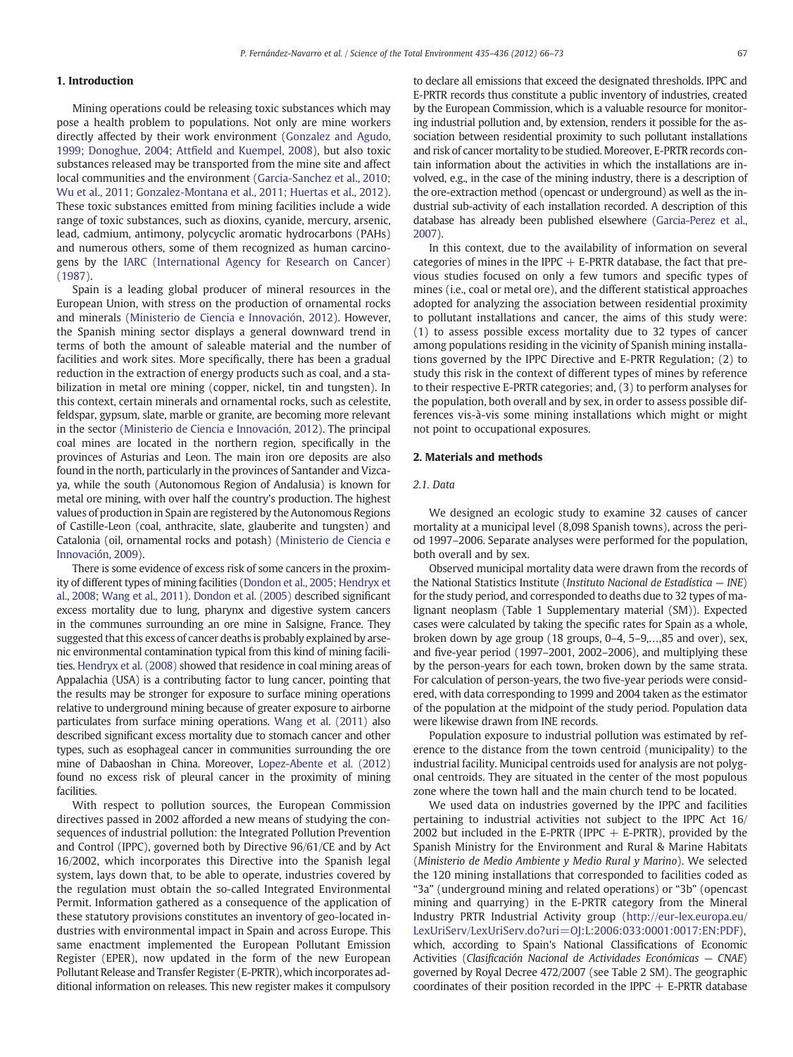## 1. Introduction

Mining operations could be releasing toxic substances which may pose a health problem to populations. Not only are mine workers directly affected by their work environment (Gonzalez and Agudo, 1999; Donoghue, 2004; Attfield and Kuempel, 2008), but also toxic substances released may be transported from the mine site and affect local communities and the environment (Garcia-Sanchez et al., 2010; Wu et al., 2011; Gonzalez-Montana et al., 2011; Huertas et al., 2012). These toxic substances emitted from mining facilities include a wide range of toxic substances, such as dioxins, cyanide, mercury, arsenic, lead, cadmium, antimony, polycyclic aromatic hydrocarbons (PAHs) and numerous others, some of them recognized as human carcinogens by the IARC (International Agency for Research on Cancer) (1987).

Spain is a leading global producer of mineral resources in the European Union, with stress on the production of ornamental rocks and minerals (Ministerio de Ciencia e Innovación, 2012). However, the Spanish mining sector displays a general downward trend in terms of both the amount of saleable material and the number of facilities and work sites. More specifically, there has been a gradual reduction in the extraction of energy products such as coal, and a stabilization in metal ore mining (copper, nickel, tin and tungsten). In this context, certain minerals and ornamental rocks, such as celestite, feldspar, gypsum, slate, marble or granite, are becoming more relevant in the sector (Ministerio de Ciencia e Innovación, 2012). The principal coal mines are located in the northern region, specifically in the provinces of Asturias and Leon. The main iron ore deposits are also found in the north, particularly in the provinces of Santander and Vizcaya, while the south (Autonomous Region of Andalusia) is known for metal ore mining, with over half the country's production. The highest values of production in Spain are registered by the Autonomous Regions of Castille-Leon (coal, anthracite, slate, glauberite and tungsten) and Catalonia (oil, ornamental rocks and potash) (Ministerio de Ciencia e Innovación, 2009).

There is some evidence of excess risk of some cancers in the proximity of different types of mining facilities (Dondon et al., 2005; Hendryx et al., 2008; Wang et al., 2011). Dondon et al. (2005) described significant excess mortality due to lung, pharynx and digestive system cancers in the communes surrounding an ore mine in Salsigne, France. They suggested that this excess of cancer deaths is probably explained by arsenic environmental contamination typical from this kind of mining facilities. Hendryx et al. (2008) showed that residence in coal mining areas of Appalachia (USA) is a contributing factor to lung cancer, pointing that the results may be stronger for exposure to surface mining operations relative to underground mining because of greater exposure to airborne particulates from surface mining operations. Wang et al. (2011) also described significant excess mortality due to stomach cancer and other types, such as esophageal cancer in communities surrounding the ore mine of Dabaoshan in China. Moreover, Lopez-Abente et al. (2012) found no excess risk of pleural cancer in the proximity of mining facilities.

With respect to pollution sources, the European Commission directives passed in 2002 afforded a new means of studying the consequences of industrial pollution: the Integrated Pollution Prevention and Control (IPPC), governed by Directive 96/61/CE and by Act 16/2002, which incorporates this Directive into the Spanish legal system, lays down that, to be able to operate, industries covered by the regulation must obtain the so-called Integrated Environmental Permit. Information gathered as a consequence of the application of these statutory provisions constitutes an inventory of geo-located industries with environmental impact in Spain and across Europe. This same enactment implemented the European Pollutant Emission Register (EPER), now updated in the form of the new European Pollutant Release and Transfer Register (E-PRTR), which incorporates additional information on releases. This new register makes it compulsory to declare all emissions that exceed the designated thresholds. IPPC and E-PRTR records thus constitute a public inventory of industries, created by the European Commission, which is a valuable resource for monitoring industrial pollution and, by extension, renders it possible for the association between residential proximity to such pollutant installations and risk of cancer mortality to be studied. Moreover, E-PRTR records contain information about the activities in which the installations are involved, e.g., in the case of the mining industry, there is a description of the ore-extraction method (opencast or underground) as well as the industrial sub-activity of each installation recorded. A description of this database has already been published elsewhere (Garcia-Perez et al., 2007).

In this context, due to the availability of information on several categories of mines in the IPPC + E-PRTR database, the fact that previous studies focused on only a few tumors and specific types of mines (i.e., coal or metal ore), and the different statistical approaches adopted for analyzing the association between residential proximity to pollutant installations and cancer, the aims of this study were: (1) to assess possible excess mortality due to 32 types of cancer among populations residing in the vicinity of Spanish mining installations governed by the IPPC Directive and E-PRTR Regulation; (2) to study this risk in the context of different types of mines by reference to their respective E-PRTR categories; and, (3) to perform analyses for the population, both overall and by sex, in order to assess possible differences vis-à-vis some mining installations which might or might not point to occupational exposures.

## 2. Materials and methods

### 2.1. Data

We designed an ecologic study to examine 32 causes of cancer mortality at a municipal level (8,098 Spanish towns), across the period 1997–2006. Separate analyses were performed for the population, both overall and by sex.

Observed municipal mortality data were drawn from the records of the National Statistics Institute (*Instituto Nacional de Estadística — INE*) for the study period, and corresponded to deaths due to 32 types of malignant neoplasm (Table 1 Supplementary material (SM)). Expected cases were calculated by taking the specific rates for Spain as a whole, broken down by age group (18 groups, 0–4, 5–9,…,85 and over), sex, and five-year period (1997–2001, 2002–2006), and multiplying these by the person-years for each town, broken down by the same strata. For calculation of person-years, the two five-year periods were considered, with data corresponding to 1999 and 2004 taken as the estimator of the population at the midpoint of the study period. Population data were likewise drawn from INE records.

Population exposure to industrial pollution was estimated by reference to the distance from the town centroid (municipality) to the industrial facility. Municipal centroids used for analysis are not polygonal centroids. They are situated in the center of the most populous zone where the town hall and the main church tend to be located.

We used data on industries governed by the IPPC and facilities pertaining to industrial activities not subject to the IPPC Act 16/2002 but included in the E-PRTR (IPPC + E-PRTR), provided by the Spanish Ministry for the Environment and Rural & Marine Habitats (*Ministerio de Medio Ambiente y Medio Rural y Marino*). We selected the 120 mining installations that corresponded to facilities coded as "3a" (underground mining and related operations) or "3b" (opencast mining and quarrying) in the E-PRTR category from the Mineral Industry PRTR Industrial Activity group (http://eur-lex.europa.eu/LexUriServ/LexUriServ.do?uri=OJ:L:2006:033:0001:0017:EN:PDF), which, according to Spain's National Classifications of Economic Activities (*Clasificación Nacional de Actividades Económicas — CNAE*) governed by Royal Decree 472/2007 (see Table 2 SM). The geographic coordinates of their position recorded in the IPPC + E-PRTR database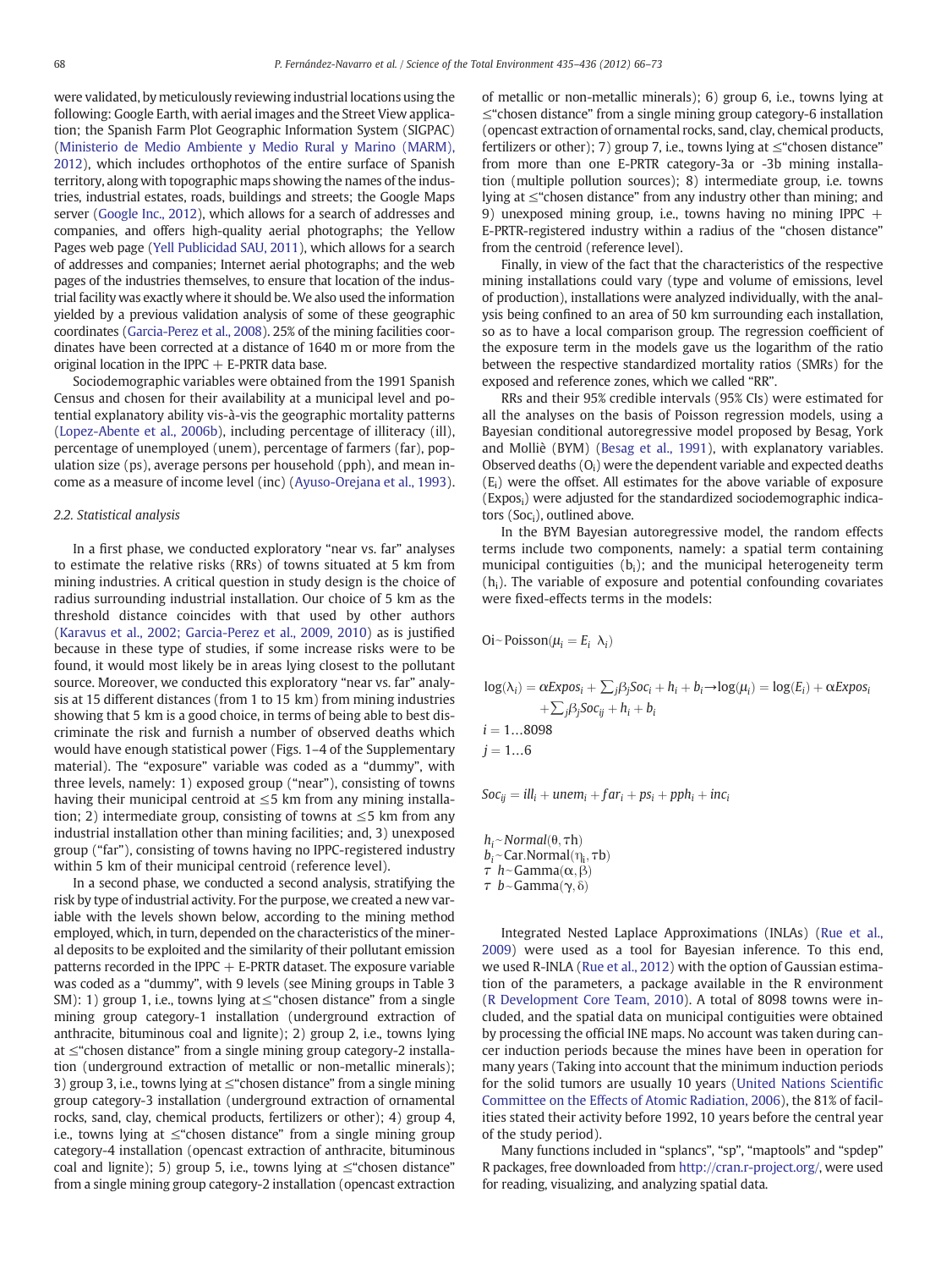were validated, by meticulously reviewing industrial locations using the following: Google Earth, with aerial images and the Street View application; the Spanish Farm Plot Geographic Information System (SIGPAC) (Ministerio de Medio Ambiente y Medio Rural y Marino (MARM), 2012), which includes orthophotos of the entire surface of Spanish territory, along with topographic maps showing the names of the industries, industrial estates, roads, buildings and streets; the Google Maps server (Google Inc., 2012), which allows for a search of addresses and companies, and offers high-quality aerial photographs; the Yellow Pages web page (Yell Publicidad SAU, 2011), which allows for a search of addresses and companies; Internet aerial photographs; and the web pages of the industries themselves, to ensure that location of the industrial facility was exactly where it should be. We also used the information yielded by a previous validation analysis of some of these geographic coordinates (Garcia-Perez et al., 2008). 25% of the mining facilities coordinates have been corrected at a distance of 1640 m or more from the original location in the IPPC + E-PRTR data base.

Sociodemographic variables were obtained from the 1991 Spanish Census and chosen for their availability at a municipal level and potential explanatory ability vis-à-vis the geographic mortality patterns (Lopez-Abente et al., 2006b), including percentage of illiteracy (ill), percentage of unemployed (unem), percentage of farmers (far), population size (ps), average persons per household (pph), and mean income as a measure of income level (inc) (Ayuso-Orejana et al., 1993).

### 2.2. Statistical analysis

In a first phase, we conducted exploratory "near vs. far" analyses to estimate the relative risks (RRs) of towns situated at 5 km from mining industries. A critical question in study design is the choice of radius surrounding industrial installation. Our choice of 5 km as the threshold distance coincides with that used by other authors (Karavus et al., 2002; Garcia-Perez et al., 2009, 2010) as is justified because in these type of studies, if some increase risks were to be found, it would most likely be in areas lying closest to the pollutant source. Moreover, we conducted this exploratory "near vs. far" analysis at 15 different distances (from 1 to 15 km) from mining industries showing that 5 km is a good choice, in terms of being able to best discriminate the risk and furnish a number of observed deaths which would have enough statistical power (Figs. 1–4 of the Supplementary material). The "exposure" variable was coded as a "dummy", with three levels, namely: 1) exposed group ("near"), consisting of towns having their municipal centroid at ≤5 km from any mining installation; 2) intermediate group, consisting of towns at ≤5 km from any industrial installation other than mining facilities; and, 3) unexposed group ("far"), consisting of towns having no IPPC-registered industry within 5 km of their municipal centroid (reference level).

In a second phase, we conducted a second analysis, stratifying the risk by type of industrial activity. For the purpose, we created a new variable with the levels shown below, according to the mining method employed, which, in turn, depended on the characteristics of the mineral deposits to be exploited and the similarity of their pollutant emission patterns recorded in the IPPC + E-PRTR dataset. The exposure variable was coded as a "dummy", with 9 levels (see Mining groups in Table 3 SM): 1) group 1, i.e., towns lying at ≤"chosen distance" from a single mining group category-1 installation (underground extraction of anthracite, bituminous coal and lignite); 2) group 2, i.e., towns lying at ≤"chosen distance" from a single mining group category-2 installation (underground extraction of metallic or non-metallic minerals); 3) group 3, i.e., towns lying at ≤"chosen distance" from a single mining group category-3 installation (underground extraction of ornamental rocks, sand, clay, chemical products, fertilizers or other); 4) group 4, i.e., towns lying at ≤"chosen distance" from a single mining group category-4 installation (opencast extraction of anthracite, bituminous coal and lignite); 5) group 5, i.e., towns lying at ≤"chosen distance" from a single mining group category-2 installation (opencast extraction of metallic or non-metallic minerals); 6) group 6, i.e., towns lying at ≤"chosen distance" from a single mining group category-6 installation (opencast extraction of ornamental rocks, sand, clay, chemical products, fertilizers or other); 7) group 7, i.e., towns lying at ≤"chosen distance" from more than one E-PRTR category-3a or -3b mining installation (multiple pollution sources); 8) intermediate group, i.e. towns lying at ≤"chosen distance" from any industry other than mining; and 9) unexposed mining group, i.e., towns having no mining IPPC + E-PRTR-registered industry within a radius of the "chosen distance" from the centroid (reference level).

Finally, in view of the fact that the characteristics of the respective mining installations could vary (type and volume of emissions, level of production), installations were analyzed individually, with the analysis being confined to an area of 50 km surrounding each installation, so as to have a local comparison group. The regression coefficient of the exposure term in the models gave us the logarithm of the ratio between the respective standardized mortality ratios (SMRs) for the exposed and reference zones, which we called "RR".

RRs and their 95% credible intervals (95% CIs) were estimated for all the analyses on the basis of Poisson regression models, using a Bayesian conditional autoregressive model proposed by Besag, York and Molliè (BYM) (Besag et al., 1991), with explanatory variables. Observed deaths ($O_i$) were the dependent variable and expected deaths ($E_i$) were the offset. All estimates for the above variable of exposure ($Expos_i$) were adjusted for the standardized sociodemographic indicators ($Soc_i$), outlined above.

In the BYM Bayesian autoregressive model, the random effects terms include two components, namely: a spatial term containing municipal contiguities ($b_i$); and the municipal heterogeneity term ($h_i$). The variable of exposure and potential confounding covariates were fixed-effects terms in the models:

$$O_i \sim \text{Poisson}(\mu_i = E_i \ \lambda_i)$$

$$\log(\lambda_i) = \alpha Expos_i + \textstyle\sum_j \beta_j Soc_i + h_i + b_i \rightarrow \log(\mu_i) = \log(E_i) + \alpha Expos_i + \textstyle\sum_j \beta_j Soc_{ij} + h_i + b_i$$

$$i = 1 \ldots 8098$$

$$j = 1 \ldots 6$$

$$Soc_{ij} = ill_i + unem_i + far_i + ps_i + pph_i + inc_i$$

$$h_i \sim Normal(\theta, \tau h)$$
$$b_i \sim \text{Car.Normal}(\eta_i, \tau b)$$
$$\tau \ h \sim \text{Gamma}(\alpha, \beta)$$
$$\tau \ b \sim \text{Gamma}(\gamma, \delta)$$

Integrated Nested Laplace Approximations (INLAs) (Rue et al., 2009) were used as a tool for Bayesian inference. To this end, we used R-INLA (Rue et al., 2012) with the option of Gaussian estimation of the parameters, a package available in the R environment (R Development Core Team, 2010). A total of 8098 towns were included, and the spatial data on municipal contiguities were obtained by processing the official INE maps. No account was taken during cancer induction periods because the mines have been in operation for many years (Taking into account that the minimum induction periods for the solid tumors are usually 10 years (United Nations Scientific Committee on the Effects of Atomic Radiation, 2006), the 81% of facilities stated their activity before 1992, 10 years before the central year of the study period).

Many functions included in "splancs", "sp", "maptools" and "spdep" R packages, free downloaded from http://cran.r-project.org/, were used for reading, visualizing, and analyzing spatial data.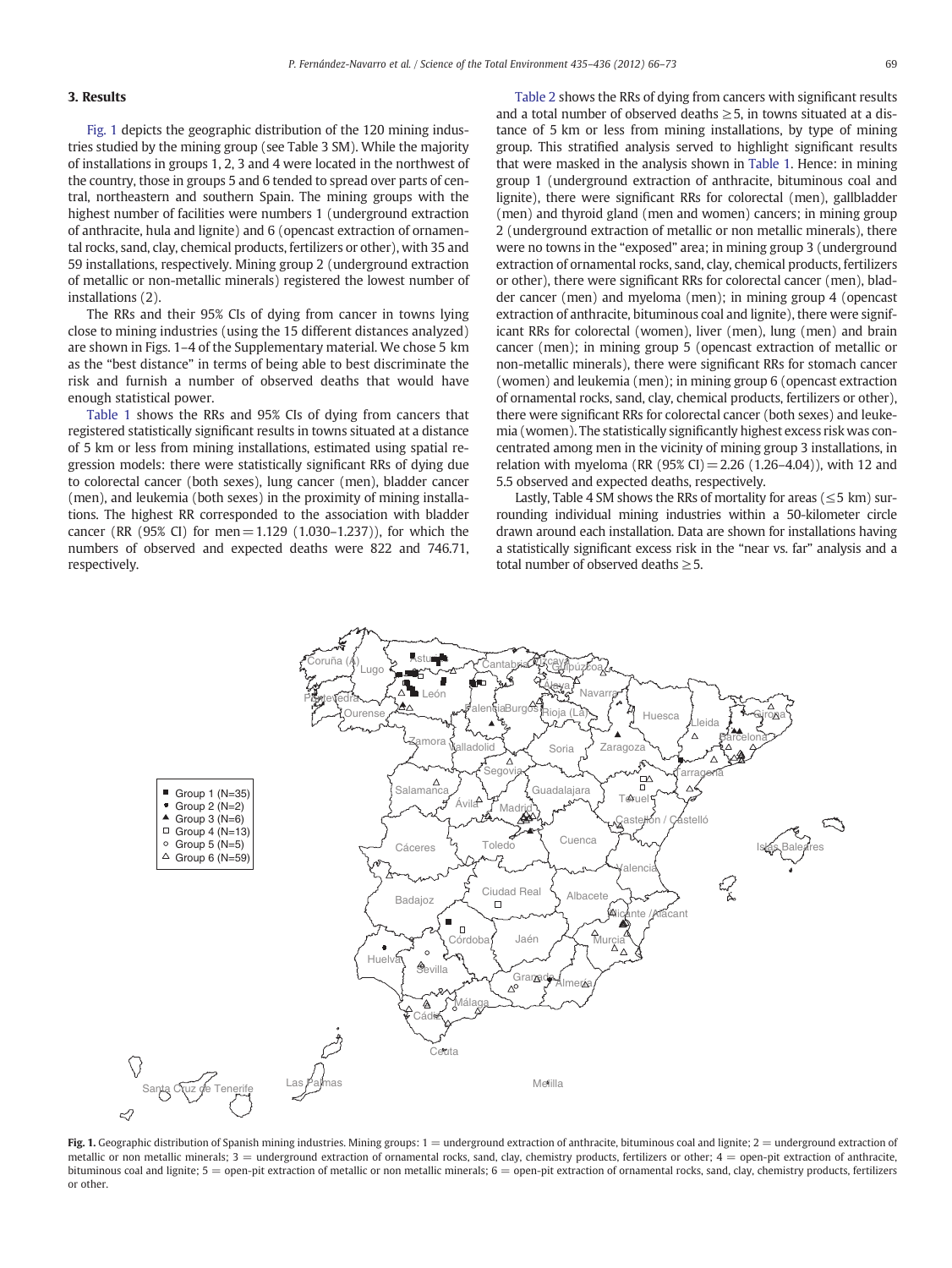## 3. Results

Fig. 1 depicts the geographic distribution of the 120 mining industries studied by the mining group (see Table 3 SM). While the majority of installations in groups 1, 2, 3 and 4 were located in the northwest of the country, those in groups 5 and 6 tended to spread over parts of central, northeastern and southern Spain. The mining groups with the highest number of facilities were numbers 1 (underground extraction of anthracite, hula and lignite) and 6 (opencast extraction of ornamental rocks, sand, clay, chemical products, fertilizers or other), with 35 and 59 installations, respectively. Mining group 2 (underground extraction of metallic or non-metallic minerals) registered the lowest number of installations (2).

The RRs and their 95% CIs of dying from cancer in towns lying close to mining industries (using the 15 different distances analyzed) are shown in Figs. 1–4 of the Supplementary material. We chose 5 km as the "best distance" in terms of being able to best discriminate the risk and furnish a number of observed deaths that would have enough statistical power.

Table 1 shows the RRs and 95% CIs of dying from cancers that registered statistically significant results in towns situated at a distance of 5 km or less from mining installations, estimated using spatial regression models: there were statistically significant RRs of dying due to colorectal cancer (both sexes), lung cancer (men), bladder cancer (men), and leukemia (both sexes) in the proximity of mining installations. The highest RR corresponded to the association with bladder cancer (RR (95% CI) for men = 1.129 (1.030–1.237)), for which the numbers of observed and expected deaths were 822 and 746.71, respectively.

Table 2 shows the RRs of dying from cancers with significant results and a total number of observed deaths ≥5, in towns situated at a distance of 5 km or less from mining installations, by type of mining group. This stratified analysis served to highlight significant results that were masked in the analysis shown in Table 1. Hence: in mining group 1 (underground extraction of anthracite, bituminous coal and lignite), there were significant RRs for colorectal (men), gallbladder (men) and thyroid gland (men and women) cancers; in mining group 2 (underground extraction of metallic or non metallic minerals), there were no towns in the "exposed" area; in mining group 3 (underground extraction of ornamental rocks, sand, clay, chemical products, fertilizers or other), there were significant RRs for colorectal cancer (men), bladder cancer (men) and myeloma (men); in mining group 4 (opencast extraction of anthracite, bituminous coal and lignite), there were significant RRs for colorectal (women), liver (men), lung (men) and brain cancer (men); in mining group 5 (opencast extraction of metallic or non-metallic minerals), there were significant RRs for stomach cancer (women) and leukemia (men); in mining group 6 (opencast extraction of ornamental rocks, sand, clay, chemical products, fertilizers or other), there were significant RRs for colorectal cancer (both sexes) and leukemia (women). The statistically significantly highest excess risk was concentrated among men in the vicinity of mining group 3 installations, in relation with myeloma (RR (95% CI) = 2.26 (1.26–4.04)), with 12 and 5.5 observed and expected deaths, respectively.

Lastly, Table 4 SM shows the RRs of mortality for areas (≤5 km) surrounding individual mining industries within a 50-kilometer circle drawn around each installation. Data are shown for installations having a statistically significant excess risk in the "near vs. far" analysis and a total number of observed deaths ≥5.

**Fig. 1.** Geographic distribution of Spanish mining industries. Mining groups: 1 = underground extraction of anthracite, bituminous coal and lignite; 2 = underground extraction of metallic or non metallic minerals; 3 = underground extraction of ornamental rocks, sand, clay, chemistry products, fertilizers or other; 4 = open-pit extraction of anthracite, bituminous coal and lignite; 5 = open-pit extraction of metallic or non metallic minerals; 6 = open-pit extraction of ornamental rocks, sand, clay, chemistry products, fertilizers or other.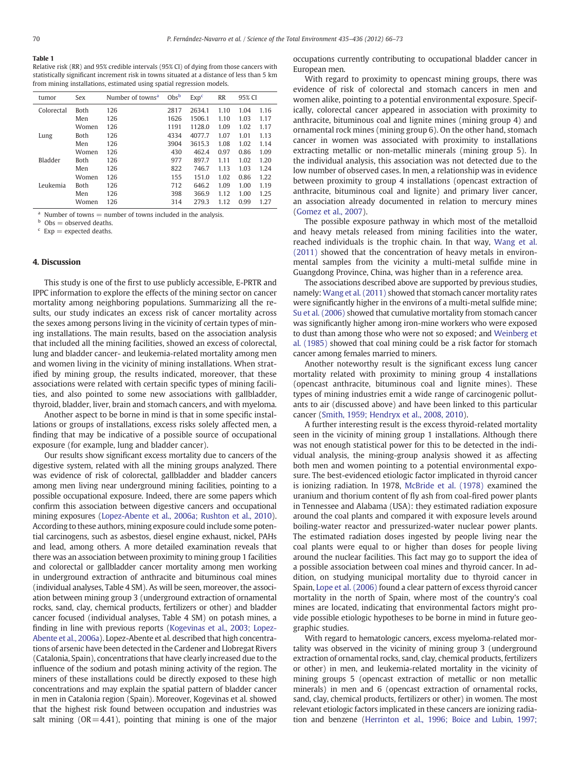**Table 1**
Relative risk (RR) and 95% credible intervals (95% CI) of dying from those cancers with statistically significant increment risk in towns situated at a distance of less than 5 km from mining installations, estimated using spatial regression models.

| tumor | Sex | Number of towns[a] | Obs[b] | Exp[c] | RR | 95% CI | |
|---|---|---|---|---|---|---|---|
| Colorectal | Both | 126 | 2817 | 2634.1 | 1.10 | 1.04 | 1.16 |
| | Men | 126 | 1626 | 1506.1 | 1.10 | 1.03 | 1.17 |
| | Women | 126 | 1191 | 1128.0 | 1.09 | 1.02 | 1.17 |
| Lung | Both | 126 | 4334 | 4077.7 | 1.07 | 1.01 | 1.13 |
| | Men | 126 | 3904 | 3615.3 | 1.08 | 1.02 | 1.14 |
| | Women | 126 | 430 | 462.4 | 0.97 | 0.86 | 1.09 |
| Bladder | Both | 126 | 977 | 897.7 | 1.11 | 1.02 | 1.20 |
| | Men | 126 | 822 | 746.7 | 1.13 | 1.03 | 1.24 |
| | Women | 126 | 155 | 151.0 | 1.02 | 0.86 | 1.22 |
| Leukemia | Both | 126 | 712 | 646.2 | 1.09 | 1.00 | 1.19 |
| | Men | 126 | 398 | 366.9 | 1.12 | 1.00 | 1.25 |
| | Women | 126 | 314 | 279.3 | 1.12 | 0.99 | 1.27 |

[a] Number of towns = number of towns included in the analysis.
[b] Obs = observed deaths.
[c] Exp = expected deaths.

## 4. Discussion

This study is one of the first to use publicly accessible, E-PRTR and IPPC information to explore the effects of the mining sector on cancer mortality among neighboring populations. Summarizing all the results, our study indicates an excess risk of cancer mortality across the sexes among persons living in the vicinity of certain types of mining installations. The main results, based on the association analysis that included all the mining facilities, showed an excess of colorectal, lung and bladder cancer- and leukemia-related mortality among men and women living in the vicinity of mining installations. When stratified by mining group, the results indicated, moreover, that these associations were related with certain specific types of mining facilities, and also pointed to some new associations with gallbladder, thyroid, bladder, liver, brain and stomach cancers, and with myeloma.

Another aspect to be borne in mind is that in some specific installations or groups of installations, excess risks solely affected men, a finding that may be indicative of a possible source of occupational exposure (for example, lung and bladder cancer).

Our results show significant excess mortality due to cancers of the digestive system, related with all the mining groups analyzed. There was evidence of risk of colorectal, gallbladder and bladder cancers among men living near underground mining facilities, pointing to a possible occupational exposure. Indeed, there are some papers which confirm this association between digestive cancers and occupational mining exposures (Lopez-Abente et al., 2006a; Rushton et al., 2010). According to these authors, mining exposure could include some potential carcinogens, such as asbestos, diesel engine exhaust, nickel, PAHs and lead, among others. A more detailed examination reveals that there was an association between proximity to mining group 1 facilities and colorectal or gallbladder cancer mortality among men working in underground extraction of anthracite and bituminous coal mines (individual analyses, Table 4 SM). As will be seen, moreover, the association between mining group 3 (underground extraction of ornamental rocks, sand, clay, chemical products, fertilizers or other) and bladder cancer focused (individual analyses, Table 4 SM) on potash mines, a finding in line with previous reports (Kogevinas et al., 2003; Lopez-Abente et al., 2006a). Lopez-Abente et al. described that high concentrations of arsenic have been detected in the Cardener and Llobregat Rivers (Catalonia, Spain), concentrations that have clearly increased due to the influence of the sodium and potash mining activity of the region. The miners of these installations could be directly exposed to these high concentrations and may explain the spatial pattern of bladder cancer in men in Catalonia region (Spain). Moreover, Kogevinas et al. showed that the highest risk found between occupation and industries was salt mining (OR = 4.41), pointing that mining is one of the major occupations currently contributing to occupational bladder cancer in European men.

With regard to proximity to opencast mining groups, there was evidence of risk of colorectal and stomach cancers in men and women alike, pointing to a potential environmental exposure. Specifically, colorectal cancer appeared in association with proximity to anthracite, bituminous coal and lignite mines (mining group 4) and ornamental rock mines (mining group 6). On the other hand, stomach cancer in women was associated with proximity to installations extracting metallic or non-metallic minerals (mining group 5). In the individual analysis, this association was not detected due to the low number of observed cases. In men, a relationship was in evidence between proximity to group 4 installations (opencast extraction of anthracite, bituminous coal and lignite) and primary liver cancer, an association already documented in relation to mercury mines (Gomez et al., 2007).

The possible exposure pathway in which most of the metalloid and heavy metals released from mining facilities into the water, reached individuals is the trophic chain. In that way, Wang et al. (2011) showed that the concentration of heavy metals in environmental samples from the vicinity a multi-metal sulfide mine in Guangdong Province, China, was higher than in a reference area.

The associations described above are supported by previous studies, namely: Wang et al. (2011) showed that stomach cancer mortality rates were significantly higher in the environs of a multi-metal sulfide mine; Su et al. (2006) showed that cumulative mortality from stomach cancer was significantly higher among iron-mine workers who were exposed to dust than among those who were not so exposed; and Weinberg et al. (1985) showed that coal mining could be a risk factor for stomach cancer among females married to miners.

Another noteworthy result is the significant excess lung cancer mortality related with proximity to mining group 4 installations (opencast anthracite, bituminous coal and lignite mines). These types of mining industries emit a wide range of carcinogenic pollutants to air (discussed above) and have been linked to this particular cancer (Smith, 1959; Hendryx et al., 2008, 2010).

A further interesting result is the excess thyroid-related mortality seen in the vicinity of mining group 1 installations. Although there was not enough statistical power for this to be detected in the individual analysis, the mining-group analysis showed it as affecting both men and women pointing to a potential environmental exposure. The best-evidenced etiologic factor implicated in thyroid cancer is ionizing radiation. In 1978, McBride et al. (1978) examined the uranium and thorium content of fly ash from coal-fired power plants in Tennessee and Alabama (USA): they estimated radiation exposure around the coal plants and compared it with exposure levels around boiling-water reactor and pressurized-water nuclear power plants. The estimated radiation doses ingested by people living near the coal plants were equal to or higher than doses for people living around the nuclear facilities. This fact may go to support the idea of a possible association between coal mines and thyroid cancer. In addition, on studying municipal mortality due to thyroid cancer in Spain, Lope et al. (2006) found a clear pattern of excess thyroid cancer mortality in the north of Spain, where most of the country's coal mines are located, indicating that environmental factors might provide possible etiologic hypotheses to be borne in mind in future geographic studies.

With regard to hematologic cancers, excess myeloma-related mortality was observed in the vicinity of mining group 3 (underground extraction of ornamental rocks, sand, clay, chemical products, fertilizers or other) in men, and leukemia-related mortality in the vicinity of mining groups 5 (opencast extraction of metallic or non metallic minerals) in men and 6 (opencast extraction of ornamental rocks, sand, clay, chemical products, fertilizers or other) in women. The most relevant etiologic factors implicated in these cancers are ionizing radiation and benzene (Herrinton et al., 1996; Boice and Lubin, 1997;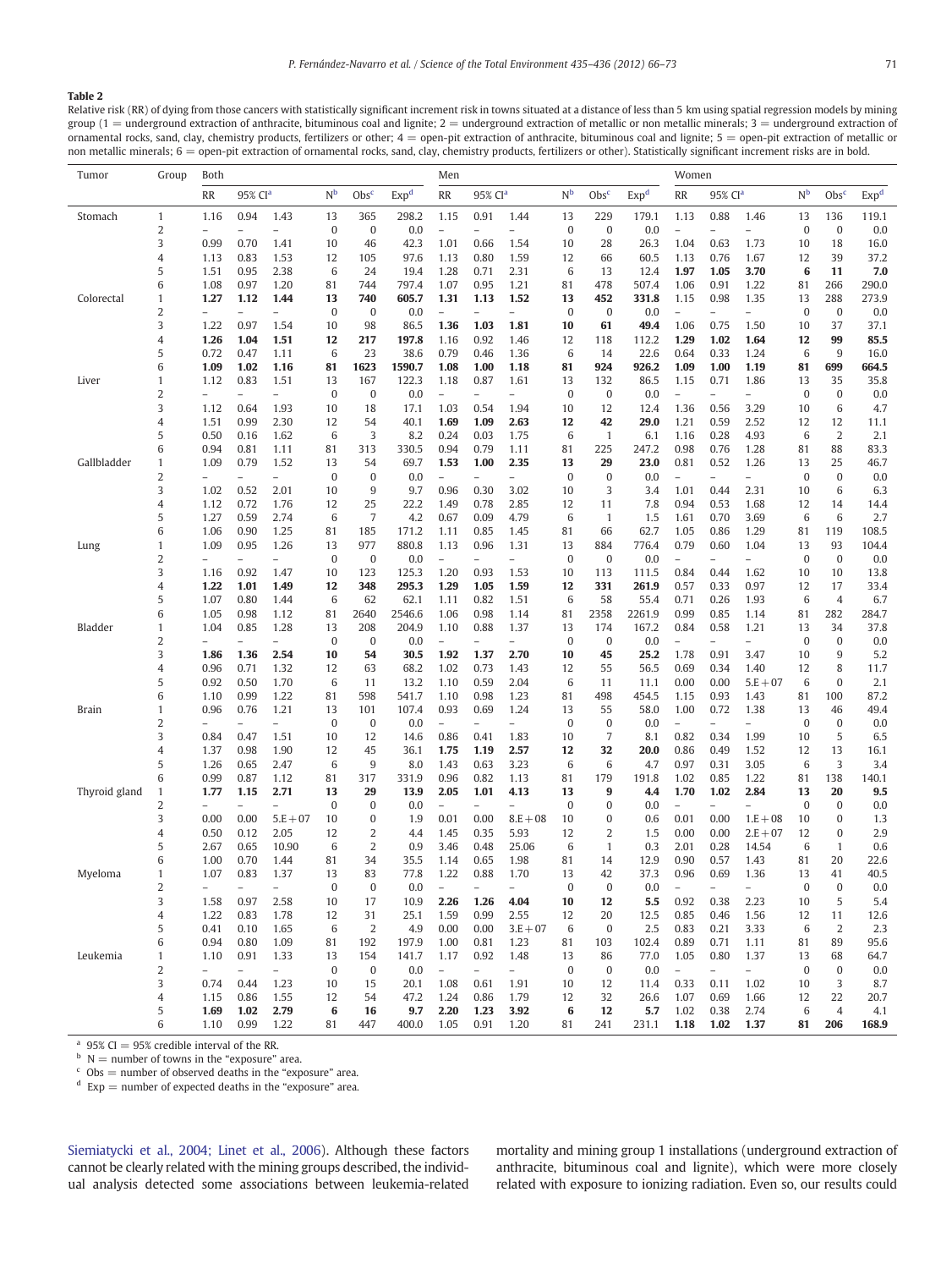**Table 2**

Relative risk (RR) of dying from those cancers with statistically significant increment risk in towns situated at a distance of less than 5 km using spatial regression models by mining group (1 = underground extraction of anthracite, bituminous coal and lignite; 2 = underground extraction of metallic or non metallic minerals; 3 = underground extraction of ornamental rocks, sand, clay, chemistry products, fertilizers or other; 4 = open-pit extraction of anthracite, bituminous coal and lignite; 5 = open-pit extraction of metallic or non metallic minerals; 6 = open-pit extraction of ornamental rocks, sand, clay, chemistry products, fertilizers or other). Statistically significant increment risks are in bold.

| Tumor | Group | Both | | | | | | Men | | | | | | Women | | | | | |
|---|---|---|---|---|---|---|---|---|---|---|---|---|---|---|---|---|---|---|---|
| | | RR | 95% CI[a] | | N[b] | Obs[c] | Exp[d] | RR | 95% CI[a] | | N[b] | Obs[c] | Exp[d] | RR | 95% CI[a] | | N[b] | Obs[c] | Exp[d] |
| Stomach | 1 | 1.16 | 0.94 | 1.43 | 13 | 365 | 298.2 | 1.15 | 0.91 | 1.44 | 13 | 229 | 179.1 | 1.13 | 0.88 | 1.46 | 13 | 136 | 119.1 |
| | 2 | – | – | – | 0 | 0 | 0.0 | – | – | – | 0 | 0 | 0.0 | – | – | – | 0 | 0 | 0.0 |
| | 3 | 0.99 | 0.70 | 1.41 | 10 | 46 | 42.3 | 1.01 | 0.66 | 1.54 | 10 | 28 | 26.3 | 1.04 | 0.63 | 1.73 | 10 | 18 | 16.0 |
| | 4 | 1.13 | 0.83 | 1.53 | 12 | 105 | 97.6 | 1.13 | 0.80 | 1.59 | 12 | 66 | 60.5 | 1.13 | 0.76 | 1.67 | 12 | 39 | 37.2 |
| | 5 | 1.51 | 0.95 | 2.38 | 6 | 24 | 19.4 | 1.28 | 0.71 | 2.31 | 6 | 13 | 12.4 | **1.97** | **1.05** | **3.70** | **6** | **11** | **7.0** |
| | 6 | 1.08 | 0.97 | 1.20 | 81 | 744 | 797.4 | 1.07 | 0.95 | 1.21 | 81 | 478 | 507.4 | 1.06 | 0.91 | 1.22 | 81 | 266 | 290.0 |
| Colorectal | 1 | **1.27** | **1.12** | **1.44** | **13** | **740** | **605.7** | **1.31** | **1.13** | **1.52** | **13** | **452** | **331.8** | 1.15 | 0.98 | 1.35 | 13 | 288 | 273.9 |
| | 2 | – | – | – | 0 | 0 | 0.0 | – | – | – | 0 | 0 | 0.0 | – | – | – | 0 | 0 | 0.0 |
| | 3 | 1.22 | 0.97 | 1.54 | 10 | 98 | 86.5 | **1.36** | **1.03** | **1.81** | **10** | **61** | **49.4** | 1.06 | 0.75 | 1.50 | 10 | 37 | 37.1 |
| | 4 | **1.26** | **1.04** | **1.51** | **12** | **217** | **197.8** | 1.16 | 0.92 | 1.46 | 12 | 118 | 112.2 | **1.29** | **1.02** | **1.64** | **12** | **99** | **85.5** |
| | 5 | 0.72 | 0.47 | 1.11 | 6 | 23 | 38.6 | 0.79 | 0.46 | 1.36 | 6 | 14 | 22.6 | 0.64 | 0.33 | 1.24 | 6 | 9 | 16.0 |
| | 6 | **1.09** | **1.02** | **1.16** | **81** | **1623** | **1590.7** | 1.08 | 1.00 | 1.18 | 81 | 924 | 926.2 | 1.09 | 1.00 | 1.19 | 81 | 699 | 664.5 |
| Liver | 1 | 1.12 | 0.83 | 1.51 | 13 | 167 | 122.3 | 1.18 | 0.87 | 1.61 | 13 | 132 | 86.5 | 1.15 | 0.71 | 1.86 | 13 | 35 | 35.8 |
| | 2 | – | – | – | 0 | 0 | 0.0 | – | – | – | 0 | 0 | 0.0 | – | – | – | 0 | 0 | 0.0 |
| | 3 | 1.12 | 0.64 | 1.93 | 10 | 18 | 17.1 | 1.03 | 0.54 | 1.94 | 10 | 12 | 12.4 | 1.36 | 0.56 | 3.29 | 10 | 6 | 4.7 |
| | 4 | 1.51 | 0.99 | 2.30 | 12 | 54 | 40.1 | **1.69** | **1.09** | **2.63** | **12** | **42** | **29.0** | 1.21 | 0.59 | 2.52 | 12 | 12 | 11.1 |
| | 5 | 0.50 | 0.16 | 1.62 | 6 | 3 | 8.2 | 0.24 | 0.03 | 1.75 | 6 | 1 | 6.1 | 1.16 | 0.28 | 4.93 | 6 | 2 | 2.1 |
| | 6 | 0.94 | 0.81 | 1.11 | 81 | 313 | 330.5 | 0.94 | 0.79 | 1.11 | 81 | 225 | 247.2 | 0.98 | 0.76 | 1.28 | 81 | 88 | 83.3 |
| Gallbladder | 1 | 1.09 | 0.79 | 1.52 | 13 | 54 | 69.7 | **1.53** | **1.00** | **2.35** | **13** | **29** | **23.0** | 0.81 | 0.52 | 1.26 | 13 | 25 | 46.7 |
| | 2 | – | – | – | 0 | 0 | 0.0 | – | – | – | 0 | 0 | 0.0 | – | – | – | 0 | 0 | 0.0 |
| | 3 | 1.02 | 0.52 | 2.01 | 10 | 9 | 9.7 | 0.96 | 0.30 | 3.02 | 10 | 3 | 3.4 | 1.01 | 0.44 | 2.31 | 10 | 6 | 6.3 |
| | 4 | 1.12 | 0.72 | 1.76 | 12 | 25 | 22.2 | 1.49 | 0.78 | 2.85 | 12 | 11 | 7.8 | 0.94 | 0.53 | 1.68 | 12 | 14 | 14.4 |
| | 5 | 1.27 | 0.59 | 2.74 | 6 | 7 | 4.2 | 0.67 | 0.09 | 4.79 | 6 | 1 | 1.5 | 1.61 | 0.70 | 3.69 | 6 | 6 | 2.7 |
| | 6 | 1.06 | 0.90 | 1.25 | 81 | 185 | 171.2 | 1.11 | 0.85 | 1.45 | 81 | 66 | 62.7 | 1.05 | 0.86 | 1.29 | 81 | 119 | 108.5 |
| Lung | 1 | 1.09 | 0.95 | 1.26 | 13 | 977 | 880.8 | 1.13 | 0.96 | 1.31 | 13 | 884 | 776.4 | 0.79 | 0.60 | 1.04 | 13 | 93 | 104.4 |
| | 2 | – | – | – | 0 | 0 | 0.0 | – | – | – | 0 | 0 | 0.0 | – | – | – | 0 | 0 | 0.0 |
| | 3 | 1.16 | 0.92 | 1.47 | 10 | 123 | 125.3 | 1.20 | 0.93 | 1.53 | 10 | 113 | 111.5 | 0.84 | 0.44 | 1.62 | 10 | 10 | 13.8 |
| | 4 | **1.22** | **1.01** | **1.49** | **12** | **348** | **295.3** | **1.29** | **1.05** | **1.59** | **12** | **331** | **261.9** | 0.57 | 0.33 | 0.97 | 12 | 17 | 33.4 |
| | 5 | 1.07 | 0.80 | 1.44 | 6 | 62 | 62.1 | 1.11 | 0.82 | 1.51 | 6 | 58 | 55.4 | 0.71 | 0.26 | 1.93 | 6 | 4 | 6.7 |
| | 6 | 1.05 | 0.98 | 1.12 | 81 | 2640 | 2546.6 | 1.06 | 0.98 | 1.14 | 81 | 2358 | 2261.9 | 0.99 | 0.85 | 1.14 | 81 | 282 | 284.7 |
| Bladder | 1 | 1.04 | 0.85 | 1.28 | 13 | 208 | 204.9 | 1.10 | 0.88 | 1.37 | 13 | 174 | 167.2 | 0.84 | 0.58 | 1.21 | 13 | 34 | 37.8 |
| | 2 | – | – | – | 0 | 0 | 0.0 | – | – | – | 0 | 0 | 0.0 | – | – | – | 0 | 0 | 0.0 |
| | 3 | **1.86** | **1.36** | **2.54** | **10** | **54** | **30.5** | **1.92** | **1.37** | **2.70** | **10** | **45** | **25.2** | 1.78 | 0.91 | 3.47 | 10 | 9 | 5.2 |
| | 4 | 0.96 | 0.71 | 1.32 | 12 | 63 | 68.2 | 1.02 | 0.73 | 1.43 | 12 | 55 | 56.5 | 0.69 | 0.34 | 1.40 | 12 | 8 | 11.7 |
| | 5 | 0.92 | 0.50 | 1.70 | 6 | 11 | 13.2 | 1.10 | 0.59 | 2.04 | 6 | 11 | 11.1 | 0.00 | 0.00 | 5.E+07 | 6 | 0 | 2.1 |
| | 6 | 1.10 | 0.99 | 1.22 | 81 | 598 | 541.7 | 1.10 | 0.98 | 1.23 | 81 | 498 | 454.5 | 1.15 | 0.93 | 1.43 | 81 | 100 | 87.2 |
| Brain | 1 | 0.96 | 0.76 | 1.21 | 13 | 101 | 107.4 | 0.93 | 0.69 | 1.24 | 13 | 55 | 58.0 | 1.00 | 0.72 | 1.38 | 13 | 46 | 49.4 |
| | 2 | – | – | – | 0 | 0 | 0.0 | – | – | – | 0 | 0 | 0.0 | – | – | – | 0 | 0 | 0.0 |
| | 3 | 0.84 | 0.47 | 1.51 | 10 | 12 | 14.6 | 0.86 | 0.41 | 1.83 | 10 | 7 | 8.1 | 0.82 | 0.34 | 1.99 | 10 | 5 | 6.5 |
| | 4 | 1.37 | 0.98 | 1.90 | 12 | 45 | 36.1 | **1.75** | **1.19** | **2.57** | **12** | **32** | **20.0** | 0.86 | 0.49 | 1.52 | 12 | 13 | 16.1 |
| | 5 | 1.26 | 0.65 | 2.47 | 6 | 9 | 8.0 | 1.43 | 0.63 | 3.23 | 6 | 6 | 4.7 | 0.97 | 0.31 | 3.05 | 6 | 3 | 3.4 |
| | 6 | 0.99 | 0.87 | 1.12 | 81 | 317 | 331.9 | 0.96 | 0.82 | 1.13 | 81 | 179 | 191.8 | 1.02 | 0.85 | 1.22 | 81 | 138 | 140.1 |
| Thyroid gland | 1 | **1.77** | **1.15** | **2.71** | **13** | **29** | **13.9** | **2.05** | **1.01** | **4.13** | **13** | **9** | **4.4** | **1.70** | **1.02** | **2.84** | **13** | **20** | **9.5** |
| | 2 | – | – | – | 0 | 0 | 0.0 | – | – | – | 0 | 0 | 0.0 | – | – | – | 0 | 0 | 0.0 |
| | 3 | 0.00 | 0.00 | 5.E+07 | 10 | 0 | 1.9 | 0.01 | 0.00 | 8.E+08 | 10 | 0 | 0.6 | 0.01 | 0.00 | 1.E+08 | 10 | 0 | 1.3 |
| | 4 | 0.50 | 0.12 | 2.05 | 12 | 2 | 4.4 | 1.45 | 0.35 | 5.93 | 12 | 2 | 1.5 | 0.00 | 0.00 | 2.E+07 | 12 | 0 | 2.9 |
| | 5 | 2.67 | 0.65 | 10.90 | 6 | 2 | 0.9 | 3.46 | 0.48 | 25.06 | 6 | 1 | 0.3 | 2.01 | 0.28 | 14.54 | 6 | 1 | 0.6 |
| | 6 | 1.00 | 0.70 | 1.44 | 81 | 34 | 35.5 | 1.14 | 0.65 | 1.98 | 81 | 14 | 12.9 | 0.90 | 0.57 | 1.43 | 81 | 20 | 22.6 |
| Myeloma | 1 | 1.07 | 0.83 | 1.37 | 13 | 83 | 77.8 | 1.22 | 0.88 | 1.70 | 13 | 42 | 37.3 | 0.96 | 0.69 | 1.36 | 13 | 41 | 40.5 |
| | 2 | – | – | – | 0 | 0 | 0.0 | – | – | – | 0 | 0 | 0.0 | – | – | – | 0 | 0 | 0.0 |
| | 3 | 1.58 | 0.97 | 2.58 | 10 | 17 | 10.9 | **2.26** | **1.26** | **4.04** | **10** | **12** | **5.5** | 0.92 | 0.38 | 2.23 | 10 | 5 | 5.4 |
| | 4 | 1.22 | 0.83 | 1.78 | 12 | 31 | 25.1 | 1.59 | 0.99 | 2.55 | 12 | 20 | 12.5 | 0.85 | 0.46 | 1.56 | 12 | 11 | 12.6 |
| | 5 | 0.41 | 0.10 | 1.65 | 6 | 2 | 4.9 | 0.00 | 0.00 | 3.E+07 | 6 | 0 | 2.5 | 0.83 | 0.21 | 3.33 | 6 | 2 | 2.3 |
| | 6 | 0.94 | 0.80 | 1.09 | 81 | 192 | 197.9 | 1.00 | 0.81 | 1.23 | 81 | 103 | 102.4 | 0.89 | 0.71 | 1.11 | 81 | 89 | 95.6 |
| Leukemia | 1 | 1.10 | 0.91 | 1.33 | 13 | 154 | 141.7 | 1.17 | 0.92 | 1.48 | 13 | 86 | 77.0 | 1.05 | 0.80 | 1.37 | 13 | 68 | 64.7 |
| | 2 | – | – | – | 0 | 0 | 0.0 | – | – | – | 0 | 0 | 0.0 | – | – | – | 0 | 0 | 0.0 |
| | 3 | 0.74 | 0.44 | 1.23 | 10 | 15 | 20.1 | 1.08 | 0.61 | 1.91 | 10 | 12 | 11.4 | 0.33 | 0.11 | 1.02 | 10 | 3 | 8.7 |
| | 4 | 1.15 | 0.86 | 1.55 | 12 | 54 | 47.2 | 1.24 | 0.86 | 1.79 | 12 | 32 | 26.6 | 1.07 | 0.69 | 1.66 | 12 | 22 | 20.7 |
| | 5 | **1.69** | **1.02** | **2.79** | **6** | **16** | **9.7** | **2.20** | **1.23** | **3.92** | **6** | **12** | **5.7** | 1.02 | 0.38 | 2.74 | 6 | 4 | 4.1 |
| | 6 | 1.10 | 0.99 | 1.22 | 81 | 447 | 400.0 | 1.05 | 0.91 | 1.20 | 81 | 241 | 231.1 | **1.18** | **1.02** | **1.37** | **81** | **206** | **168.9** |

[a] 95% CI = 95% credible interval of the RR.

[b] N = number of towns in the "exposure" area.

[c] Obs = number of observed deaths in the "exposure" area.

[d] Exp = number of expected deaths in the "exposure" area.

Siemiatycki et al., 2004; Linet et al., 2006). Although these factors cannot be clearly related with the mining groups described, the individual analysis detected some associations between leukemia-related mortality and mining group 1 installations (underground extraction of anthracite, bituminous coal and lignite), which were more closely related with exposure to ionizing radiation. Even so, our results could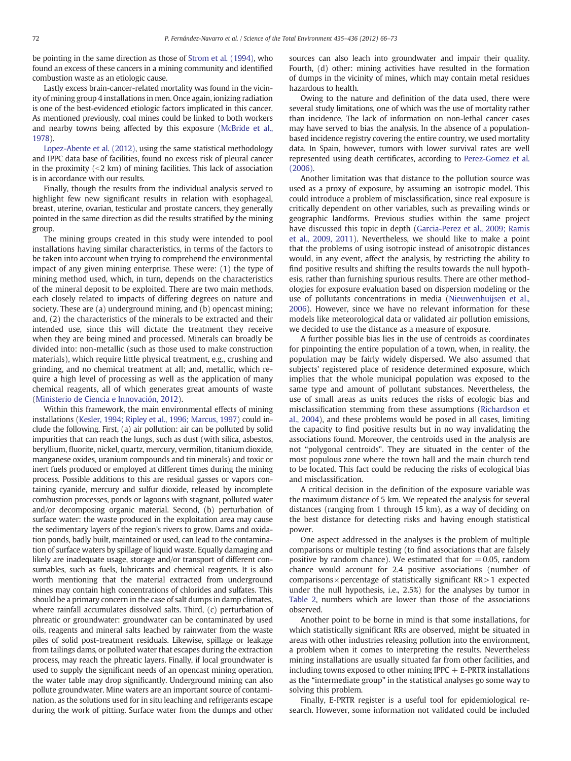be pointing in the same direction as those of Strom et al. (1994), who found an excess of these cancers in a mining community and identified combustion waste as an etiologic cause.

Lastly excess brain-cancer-related mortality was found in the vicinity of mining group 4 installations in men. Once again, ionizing radiation is one of the best-evidenced etiologic factors implicated in this cancer. As mentioned previously, coal mines could be linked to both workers and nearby towns being affected by this exposure (McBride et al., 1978).

Lopez-Abente et al. (2012), using the same statistical methodology and IPPC data base of facilities, found no excess risk of pleural cancer in the proximity (<2 km) of mining facilities. This lack of association is in accordance with our results.

Finally, though the results from the individual analysis served to highlight few new significant results in relation with esophageal, breast, uterine, ovarian, testicular and prostate cancers, they generally pointed in the same direction as did the results stratified by the mining group.

The mining groups created in this study were intended to pool installations having similar characteristics, in terms of the factors to be taken into account when trying to comprehend the environmental impact of any given mining enterprise. These were: (1) the type of mining method used, which, in turn, depends on the characteristics of the mineral deposit to be exploited. There are two main methods, each closely related to impacts of differing degrees on nature and society. These are (a) underground mining, and (b) opencast mining; and, (2) the characteristics of the minerals to be extracted and their intended use, since this will dictate the treatment they receive when they are being mined and processed. Minerals can broadly be divided into: non-metallic (such as those used to make construction materials), which require little physical treatment, e.g., crushing and grinding, and no chemical treatment at all; and, metallic, which require a high level of processing as well as the application of many chemical reagents, all of which generates great amounts of waste (Ministerio de Ciencia e Innovación, 2012).

Within this framework, the main environmental effects of mining installations (Kesler, 1994; Ripley et al., 1996; Marcus, 1997) could include the following. First, (a) air pollution: air can be polluted by solid impurities that can reach the lungs, such as dust (with silica, asbestos, beryllium, fluorite, nickel, quartz, mercury, vermilion, titanium dioxide, manganese oxides, uranium compounds and tin minerals) and toxic or inert fuels produced or employed at different times during the mining process. Possible additions to this are residual gasses or vapors containing cyanide, mercury and sulfur dioxide, released by incomplete combustion processes, ponds or lagoons with stagnant, polluted water and/or decomposing organic material. Second, (b) perturbation of surface water: the waste produced in the exploitation area may cause the sedimentary layers of the region's rivers to grow. Dams and oxidation ponds, badly built, maintained or used, can lead to the contamination of surface waters by spillage of liquid waste. Equally damaging and likely are inadequate usage, storage and/or transport of different consumables, such as fuels, lubricants and chemical reagents. It is also worth mentioning that the material extracted from underground mines may contain high concentrations of chlorides and sulfates. This should be a primary concern in the case of salt dumps in damp climates, where rainfall accumulates dissolved salts. Third, (c) perturbation of phreatic or groundwater: groundwater can be contaminated by used oils, reagents and mineral salts leached by rainwater from the waste piles of solid post-treatment residuals. Likewise, spillage or leakage from tailings dams, or polluted water that escapes during the extraction process, may reach the phreatic layers. Finally, if local groundwater is used to supply the significant needs of an opencast mining operation, the water table may drop significantly. Underground mining can also pollute groundwater. Mine waters are an important source of contamination, as the solutions used for in situ leaching and refrigerants escape during the work of pitting. Surface water from the dumps and other sources can also leach into groundwater and impair their quality. Fourth, (d) other: mining activities have resulted in the formation of dumps in the vicinity of mines, which may contain metal residues hazardous to health.

Owing to the nature and definition of the data used, there were several study limitations, one of which was the use of mortality rather than incidence. The lack of information on non-lethal cancer cases may have served to bias the analysis. In the absence of a population-based incidence registry covering the entire country, we used mortality data. In Spain, however, tumors with lower survival rates are well represented using death certificates, according to Perez-Gomez et al. (2006).

Another limitation was that distance to the pollution source was used as a proxy of exposure, by assuming an isotropic model. This could introduce a problem of misclassification, since real exposure is critically dependent on other variables, such as prevailing winds or geographic landforms. Previous studies within the same project have discussed this topic in depth (Garcia-Perez et al., 2009; Ramis et al., 2009, 2011). Nevertheless, we should like to make a point that the problems of using isotropic instead of anisotropic distances would, in any event, affect the analysis, by restricting the ability to find positive results and shifting the results towards the null hypothesis, rather than furnishing spurious results. There are other methodologies for exposure evaluation based on dispersion modeling or the use of pollutants concentrations in media (Nieuwenhuijsen et al., 2006). However, since we have no relevant information for these models like meteorological data or validated air pollution emissions, we decided to use the distance as a measure of exposure.

A further possible bias lies in the use of centroids as coordinates for pinpointing the entire population of a town, when, in reality, the population may be fairly widely dispersed. We also assumed that subjects' registered place of residence determined exposure, which implies that the whole municipal population was exposed to the same type and amount of pollutant substances. Nevertheless, the use of small areas as units reduces the risks of ecologic bias and misclassification stemming from these assumptions (Richardson et al., 2004), and these problems would be posed in all cases, limiting the capacity to find positive results but in no way invalidating the associations found. Moreover, the centroids used in the analysis are not "polygonal centroids". They are situated in the center of the most populous zone where the town hall and the main church tend to be located. This fact could be reducing the risks of ecological bias and misclassification.

A critical decision in the definition of the exposure variable was the maximum distance of 5 km. We repeated the analysis for several distances (ranging from 1 through 15 km), as a way of deciding on the best distance for detecting risks and having enough statistical power.

One aspect addressed in the analyses is the problem of multiple comparisons or multiple testing (to find associations that are falsely positive by random chance). We estimated that for $=0.05$, random chance would account for 2.4 positive associations (number of comparisons × percentage of statistically significant RR > 1 expected under the null hypothesis, i.e., 2.5%) for the analyses by tumor in Table 2, numbers which are lower than those of the associations observed.

Another point to be borne in mind is that some installations, for which statistically significant RRs are observed, might be situated in areas with other industries releasing pollution into the environment, a problem when it comes to interpreting the results. Nevertheless mining installations are usually situated far from other facilities, and including towns exposed to other mining IPPC + E-PRTR installations as the "intermediate group" in the statistical analyses go some way to solving this problem.

Finally, E-PRTR register is a useful tool for epidemiological research. However, some information not validated could be included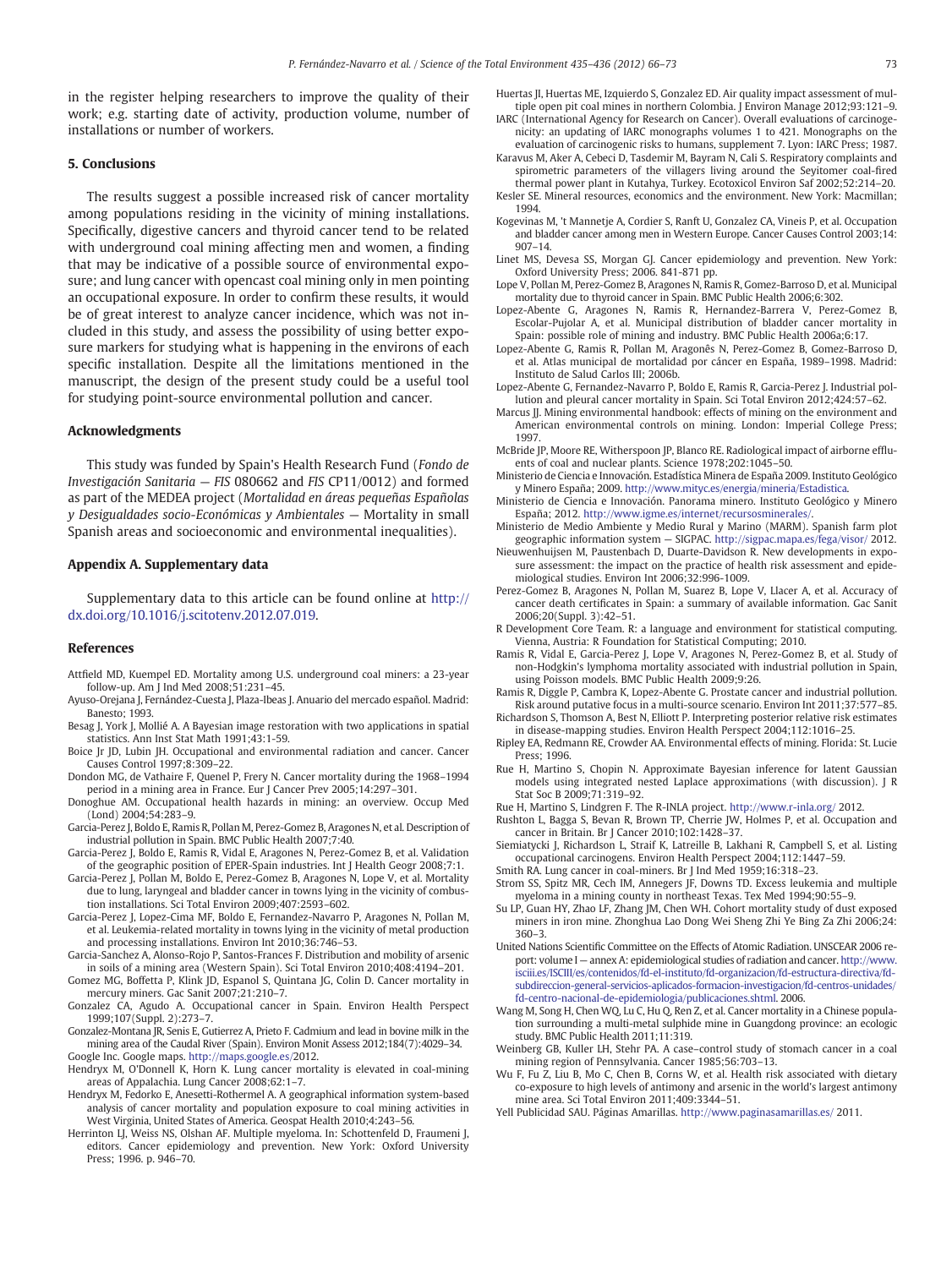in the register helping researchers to improve the quality of their work; e.g. starting date of activity, production volume, number of installations or number of workers.

## 5. Conclusions

The results suggest a possible increased risk of cancer mortality among populations residing in the vicinity of mining installations. Specifically, digestive cancers and thyroid cancer tend to be related with underground coal mining affecting men and women, a finding that may be indicative of a possible source of environmental exposure; and lung cancer with opencast coal mining only in men pointing an occupational exposure. In order to confirm these results, it would be of great interest to analyze cancer incidence, which was not included in this study, and assess the possibility of using better exposure markers for studying what is happening in the environs of each specific installation. Despite all the limitations mentioned in the manuscript, the design of the present study could be a useful tool for studying point-source environmental pollution and cancer.

## Acknowledgments

This study was funded by Spain's Health Research Fund (*Fondo de Investigación Sanitaria — FIS* 080662 and *FIS* CP11/0012) and formed as part of the MEDEA project (*Mortalidad en áreas pequeñas Españolas y Desigualdades socio-Económicas y Ambientales* — Mortality in small Spanish areas and socioeconomic and environmental inequalities).

## Appendix A. Supplementary data

Supplementary data to this article can be found online at http://dx.doi.org/10.1016/j.scitotenv.2012.07.019.

## References

Attfield MD, Kuempel ED. Mortality among U.S. underground coal miners: a 23-year follow-up. Am J Ind Med 2008;51:231–45.

Ayuso-Orejana J, Fernández-Cuesta J, Plaza-Ibeas J. Anuario del mercado español. Madrid: Banesto; 1993.

Besag J, York J, Mollié A. A Bayesian image restoration with two applications in spatial statistics. Ann Inst Stat Math 1991;43:1-59.

Boice Jr JD, Lubin JH. Occupational and environmental radiation and cancer. Cancer Causes Control 1997;8:309–22.

Dondon MG, de Vathaire F, Quenel P, Frery N. Cancer mortality during the 1968–1994 period in a mining area in France. Eur J Cancer Prev 2005;14:297–301.

Donoghue AM. Occupational health hazards in mining: an overview. Occup Med (Lond) 2004;54:283–9.

Garcia-Perez J, Boldo E, Ramis R, Pollan M, Perez-Gomez B, Aragones N, et al. Description of industrial pollution in Spain. BMC Public Health 2007;7:40.

Garcia-Perez J, Boldo E, Ramis R, Vidal E, Aragones N, Perez-Gomez B, et al. Validation of the geographic position of EPER-Spain industries. Int J Health Geogr 2008;7:1.

Garcia-Perez J, Pollan M, Boldo E, Perez-Gomez B, Aragones N, Lope V, et al. Mortality due to lung, laryngeal and bladder cancer in towns lying in the vicinity of combustion installations. Sci Total Environ 2009;407:2593–602.

Garcia-Perez J, Lopez-Cima MF, Boldo E, Fernandez-Navarro P, Aragones N, Pollan M, et al. Leukemia-related mortality in towns lying in the vicinity of metal production and processing installations. Environ Int 2010;36:746–53.

Garcia-Sanchez A, Alonso-Rojo P, Santos-Frances F. Distribution and mobility of arsenic in soils of a mining area (Western Spain). Sci Total Environ 2010;408:4194–201.

Gomez MG, Boffetta P, Klink JD, Espanol S, Quintana JG, Colin D. Cancer mortality in mercury miners. Gac Sanit 2007;21:210–7.

Gonzalez CA, Agudo A. Occupational cancer in Spain. Environ Health Perspect 1999;107(Suppl. 2):273–7.

Gonzalez-Montana JR, Senis E, Gutierrez A, Prieto F. Cadmium and lead in bovine milk in the mining area of the Caudal River (Spain). Environ Monit Assess 2012;184(7):4029–34.

Google Inc. Google maps. http://maps.google.es/2012.

Hendryx M, O'Donnell K, Horn K. Lung cancer mortality is elevated in coal-mining areas of Appalachia. Lung Cancer 2008;62:1–7.

Hendryx M, Fedorko E, Anesetti-Rothermel A. A geographical information system-based analysis of cancer mortality and population exposure to coal mining activities in West Virginia, United States of America. Geospat Health 2010;4:243–56.

Herrinton LJ, Weiss NS, Olshan AF. Multiple myeloma. In: Schottenfeld D, Fraumeni J, editors. Cancer epidemiology and prevention. New York: Oxford University Press; 1996. p. 946–70.

Huertas JI, Huertas ME, Izquierdo S, Gonzalez ED. Air quality impact assessment of multiple open pit coal mines in northern Colombia. J Environ Manage 2012;93:121–9.

IARC (International Agency for Research on Cancer). Overall evaluations of carcinogenicity: an updating of IARC monographs volumes 1 to 421. Monographs on the evaluation of carcinogenic risks to humans, supplement 7. Lyon: IARC Press; 1987.

Karavus M, Aker A, Cebeci D, Tasdemir M, Bayram N, Cali S. Respiratory complaints and spirometric parameters of the villagers living around the Seyitomer coal-fired thermal power plant in Kutahya, Turkey. Ecotoxicol Environ Saf 2002;52:214–20.

Kesler SE. Mineral resources, economics and the environment. New York: Macmillan; 1994.

Kogevinas M, 't Mannetje A, Cordier S, Ranft U, Gonzalez CA, Vineis P, et al. Occupation and bladder cancer among men in Western Europe. Cancer Causes Control 2003;14: 907–14.

Linet MS, Devesa SS, Morgan GJ. Cancer epidemiology and prevention. New York: Oxford University Press; 2006. 841-871 pp.

Lope V, Pollan M, Perez-Gomez B, Aragones N, Ramis R, Gomez-Barroso D, et al. Municipal mortality due to thyroid cancer in Spain. BMC Public Health 2006;6:302.

Lopez-Abente G, Aragones N, Ramis R, Hernandez-Barrera V, Perez-Gomez B, Escolar-Pujolar A, et al. Municipal distribution of bladder cancer mortality in Spain: possible role of mining and industry. BMC Public Health 2006a;6:17.

Lopez-Abente G, Ramis R, Pollan M, Aragonês N, Perez-Gomez B, Gomez-Barroso D, et al. Atlas municipal de mortalidad por cáncer en España, 1989–1998. Madrid: Instituto de Salud Carlos III; 2006b.

Lopez-Abente G, Fernandez-Navarro P, Boldo E, Ramis R, Garcia-Perez J. Industrial pollution and pleural cancer mortality in Spain. Sci Total Environ 2012;424:57–62.

Marcus JJ. Mining environmental handbook: effects of mining on the environment and American environmental controls on mining. London: Imperial College Press; 1997.

McBride JP, Moore RE, Witherspoon JP, Blanco RE. Radiological impact of airborne effluents of coal and nuclear plants. Science 1978;202:1045–50.

Ministerio de Ciencia e Innovación. Estadística Minera de España 2009. Instituto Geológico y Minero España; 2009. http://www.mityc.es/energia/mineria/Estadistica.

Ministerio de Ciencia e Innovación. Panorama minero. Instituto Geológico y Minero España; 2012. http://www.igme.es/internet/recursosminerales/.

Ministerio de Medio Ambiente y Medio Rural y Marino (MARM). Spanish farm plot geographic information system — SIGPAC. http://sigpac.mapa.es/fega/visor/ 2012.

Nieuwenhuijsen M, Paustenbach D, Duarte-Davidson R. New developments in exposure assessment: the impact on the practice of health risk assessment and epidemiological studies. Environ Int 2006;32:996-1009.

Perez-Gomez B, Aragones N, Pollan M, Suarez B, Lope V, Llacer A, et al. Accuracy of cancer death certificates in Spain: a summary of available information. Gac Sanit 2006;20(Suppl. 3):42–51.

R Development Core Team. R: a language and environment for statistical computing. Vienna, Austria: R Foundation for Statistical Computing; 2010.

Ramis R, Vidal E, Garcia-Perez J, Lope V, Aragones N, Perez-Gomez B, et al. Study of non-Hodgkin's lymphoma mortality associated with industrial pollution in Spain, using Poisson models. BMC Public Health 2009;9:26.

Ramis R, Diggle P, Cambra K, Lopez-Abente G. Prostate cancer and industrial pollution. Risk around putative focus in a multi-source scenario. Environ Int 2011;37:577–85.

Richardson S, Thomson A, Best N, Elliott P. Interpreting posterior relative risk estimates in disease-mapping studies. Environ Health Perspect 2004;112:1016–25.

Ripley EA, Redmann RE, Crowder AA. Environmental effects of mining. Florida: St. Lucie Press; 1996.

Rue H, Martino S, Chopin N. Approximate Bayesian inference for latent Gaussian models using integrated nested Laplace approximations (with discussion). J R Stat Soc B 2009;71:319–92.

Rue H, Martino S, Lindgren F. The R-INLA project. http://www.r-inla.org/ 2012.

Rushton L, Bagga S, Bevan R, Brown TP, Cherrie JW, Holmes P, et al. Occupation and cancer in Britain. Br J Cancer 2010;102:1428–37.

Siemiatycki J, Richardson L, Straif K, Latreille B, Lakhani R, Campbell S, et al. Listing occupational carcinogens. Environ Health Perspect 2004;112:1447–59.

Smith RA. Lung cancer in coal-miners. Br J Ind Med 1959;16:318–23.

Strom SS, Spitz MR, Cech IM, Annegers JF, Downs TD. Excess leukemia and multiple myeloma in a mining county in northeast Texas. Tex Med 1994;90:55–9.

Su LP, Guan HY, Zhao LF, Zhang JM, Chen WH. Cohort mortality study of dust exposed miners in iron mine. Zhonghua Lao Dong Wei Sheng Zhi Ye Bing Za Zhi 2006;24: 360–3.

United Nations Scientific Committee on the Effects of Atomic Radiation. UNSCEAR 2006 report: volume I — annex A: epidemiological studies of radiation and cancer. http://www.isciii.es/ISCIII/es/contenidos/fd-el-instituto/fd-organizacion/fd-estructura-directiva/fd-subdireccion-general-servicios-aplicados-formacion-investigacion/fd-centros-unidades/fd-centro-nacional-de-epidemiologia/publicaciones.shtml. 2006.

Wang M, Song H, Chen WQ, Lu C, Hu Q, Ren Z, et al. Cancer mortality in a Chinese population surrounding a multi-metal sulphide mine in Guangdong province: an ecologic study. BMC Public Health 2011;11:319.

Weinberg GB, Kuller LH, Stehr PA. A case–control study of stomach cancer in a coal mining region of Pennsylvania. Cancer 1985;56:703–13.

Wu F, Fu Z, Liu B, Mo C, Chen B, Corns W, et al. Health risk associated with dietary co-exposure to high levels of antimony and arsenic in the world's largest antimony mine area. Sci Total Environ 2011;409:3344–51.

Yell Publicidad SAU. Páginas Amarillas. http://www.paginasamarillas.es/ 2011.